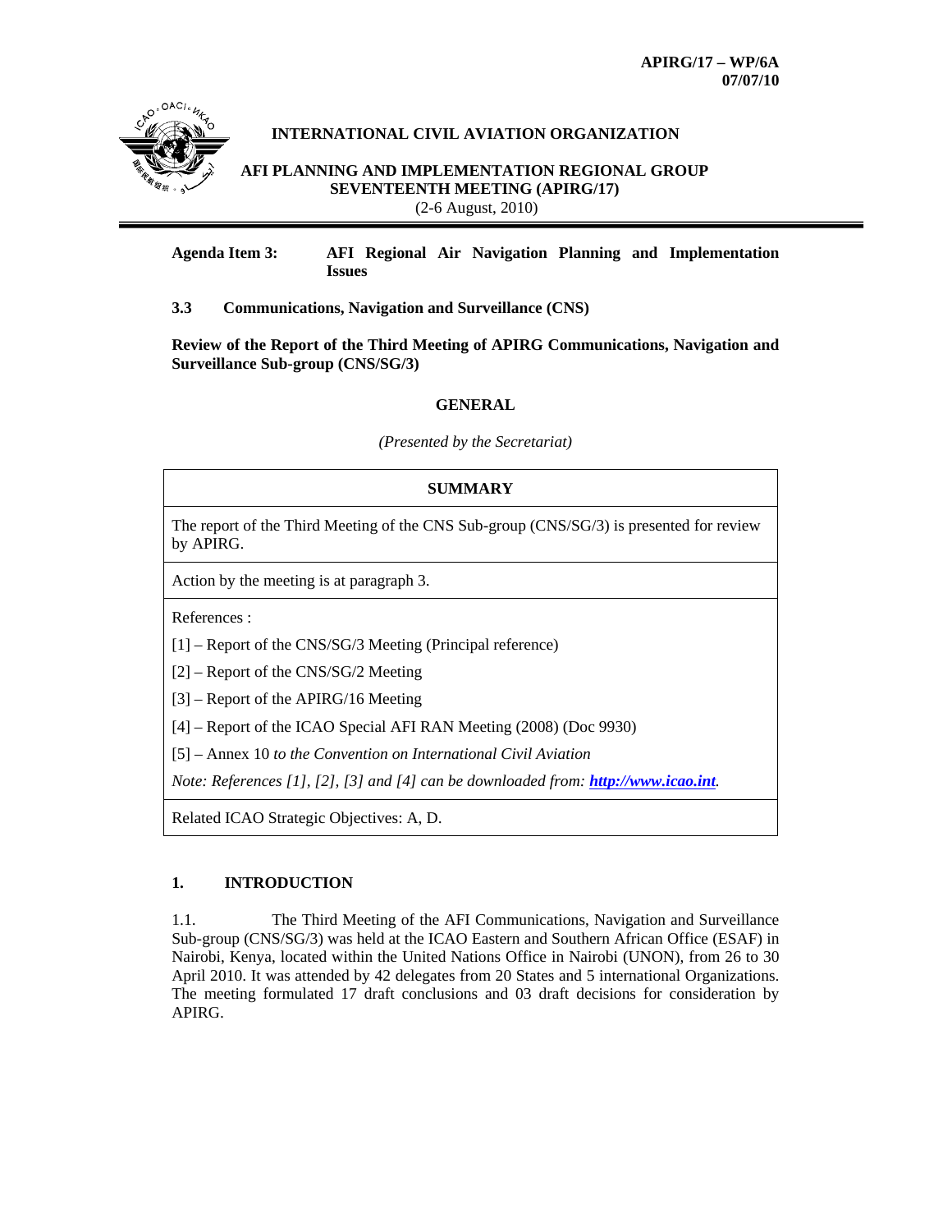**APIRG/17 – WP/6A**
**07/07/10**

**INTERNATIONAL CIVIL AVIATION ORGANIZATION**

**AFI PLANNING AND IMPLEMENTATION REGIONAL GROUP**
**SEVENTEENTH MEETING (APIRG/17)**
(2-6 August, 2010)

**Agenda Item 3:** **AFI Regional Air Navigation Planning and Implementation Issues**

**3.3 Communications, Navigation and Surveillance (CNS)**

**Review of the Report of the Third Meeting of APIRG Communications, Navigation and Surveillance Sub-group (CNS/SG/3)**

**GENERAL**

*(Presented by the Secretariat)*

| **SUMMARY** |
|---|
| The report of the Third Meeting of the CNS Sub-group (CNS/SG/3) is presented for review by APIRG. |
| Action by the meeting is at paragraph 3. |
| References :<br>[1] – Report of the CNS/SG/3 Meeting (Principal reference)<br>[2] – Report of the CNS/SG/2 Meeting<br>[3] – Report of the APIRG/16 Meeting<br>[4] – Report of the ICAO Special AFI RAN Meeting (2008) (Doc 9930)<br>[5] – Annex 10 *to the Convention on International Civil Aviation*<br>*Note: References [1], [2], [3] and [4] can be downloaded from:* ***http://www.icao.int*** |
| Related ICAO Strategic Objectives: A, D. |

## 1. INTRODUCTION

1.1. The Third Meeting of the AFI Communications, Navigation and Surveillance Sub-group (CNS/SG/3) was held at the ICAO Eastern and Southern African Office (ESAF) in Nairobi, Kenya, located within the United Nations Office in Nairobi (UNON), from 26 to 30 April 2010. It was attended by 42 delegates from 20 States and 5 international Organizations. The meeting formulated 17 draft conclusions and 03 draft decisions for consideration by APIRG.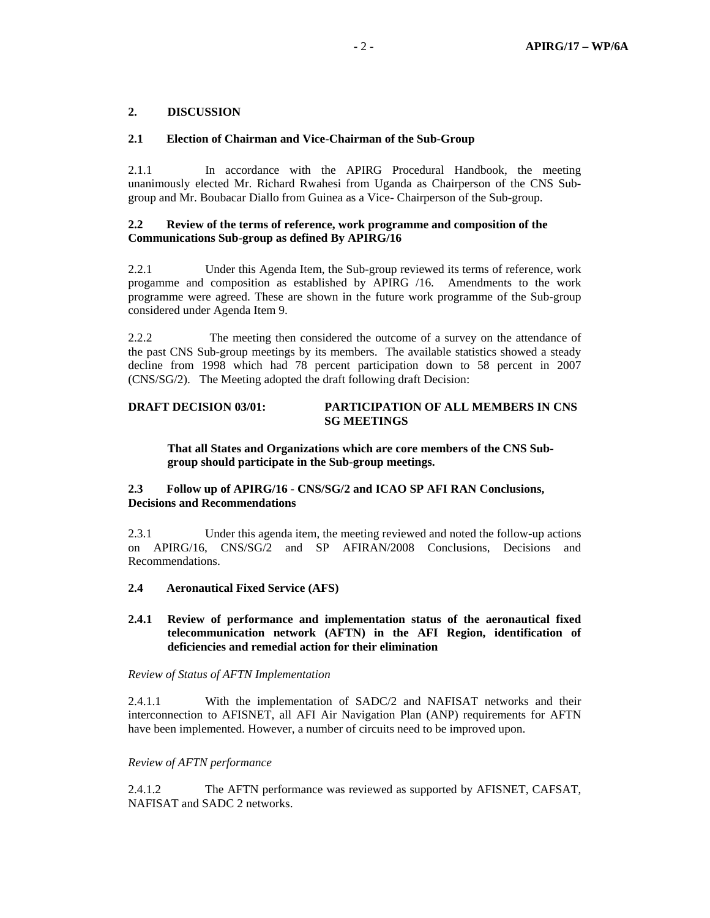## 2. DISCUSSION

### 2.1 Election of Chairman and Vice-Chairman of the Sub-Group

2.1.1 In accordance with the APIRG Procedural Handbook, the meeting unanimously elected Mr. Richard Rwahesi from Uganda as Chairperson of the CNS Sub-group and Mr. Boubacar Diallo from Guinea as a Vice- Chairperson of the Sub-group.

### 2.2 Review of the terms of reference, work programme and composition of the Communications Sub-group as defined By APIRG/16

2.2.1 Under this Agenda Item, the Sub-group reviewed its terms of reference, work progamme and composition as established by APIRG /16. Amendments to the work programme were agreed. These are shown in the future work programme of the Sub-group considered under Agenda Item 9.

2.2.2 The meeting then considered the outcome of a survey on the attendance of the past CNS Sub-group meetings by its members. The available statistics showed a steady decline from 1998 which had 78 percent participation down to 58 percent in 2007 (CNS/SG/2). The Meeting adopted the draft following draft Decision:

**DRAFT DECISION 03/01: PARTICIPATION OF ALL MEMBERS IN CNS SG MEETINGS**

**That all States and Organizations which are core members of the CNS Sub-group should participate in the Sub-group meetings.**

### 2.3 Follow up of APIRG/16 - CNS/SG/2 and ICAO SP AFI RAN Conclusions, Decisions and Recommendations

2.3.1 Under this agenda item, the meeting reviewed and noted the follow-up actions on APIRG/16, CNS/SG/2 and SP AFIRAN/2008 Conclusions, Decisions and Recommendations.

### 2.4 Aeronautical Fixed Service (AFS)

#### 2.4.1 Review of performance and implementation status of the aeronautical fixed telecommunication network (AFTN) in the AFI Region, identification of deficiencies and remedial action for their elimination

*Review of Status of AFTN Implementation*

2.4.1.1 With the implementation of SADC/2 and NAFISAT networks and their interconnection to AFISNET, all AFI Air Navigation Plan (ANP) requirements for AFTN have been implemented. However, a number of circuits need to be improved upon.

*Review of AFTN performance*

2.4.1.2 The AFTN performance was reviewed as supported by AFISNET, CAFSAT, NAFISAT and SADC 2 networks.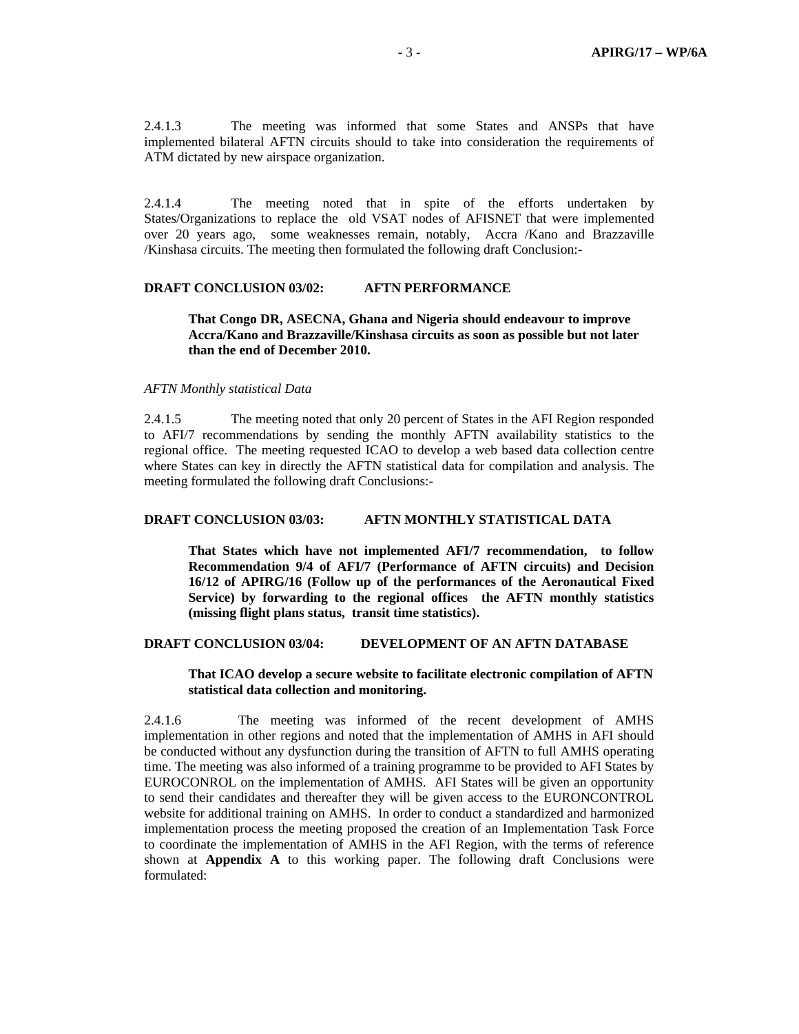2.4.1.3 The meeting was informed that some States and ANSPs that have implemented bilateral AFTN circuits should to take into consideration the requirements of ATM dictated by new airspace organization.

2.4.1.4 The meeting noted that in spite of the efforts undertaken by States/Organizations to replace the old VSAT nodes of AFISNET that were implemented over 20 years ago, some weaknesses remain, notably, Accra /Kano and Brazzaville /Kinshasa circuits. The meeting then formulated the following draft Conclusion:-

**DRAFT CONCLUSION 03/02: AFTN PERFORMANCE**

> **That Congo DR, ASECNA, Ghana and Nigeria should endeavour to improve Accra/Kano and Brazzaville/Kinshasa circuits as soon as possible but not later than the end of December 2010.**

*AFTN Monthly statistical Data*

2.4.1.5 The meeting noted that only 20 percent of States in the AFI Region responded to AFI/7 recommendations by sending the monthly AFTN availability statistics to the regional office. The meeting requested ICAO to develop a web based data collection centre where States can key in directly the AFTN statistical data for compilation and analysis. The meeting formulated the following draft Conclusions:-

**DRAFT CONCLUSION 03/03: AFTN MONTHLY STATISTICAL DATA**

> **That States which have not implemented AFI/7 recommendation, to follow Recommendation 9/4 of AFI/7 (Performance of AFTN circuits) and Decision 16/12 of APIRG/16 (Follow up of the performances of the Aeronautical Fixed Service) by forwarding to the regional offices the AFTN monthly statistics (missing flight plans status, transit time statistics).**

**DRAFT CONCLUSION 03/04: DEVELOPMENT OF AN AFTN DATABASE**

> **That ICAO develop a secure website to facilitate electronic compilation of AFTN statistical data collection and monitoring.**

2.4.1.6 The meeting was informed of the recent development of AMHS implementation in other regions and noted that the implementation of AMHS in AFI should be conducted without any dysfunction during the transition of AFTN to full AMHS operating time. The meeting was also informed of a training programme to be provided to AFI States by EUROCONROL on the implementation of AMHS. AFI States will be given an opportunity to send their candidates and thereafter they will be given access to the EURONCONTROL website for additional training on AMHS. In order to conduct a standardized and harmonized implementation process the meeting proposed the creation of an Implementation Task Force to coordinate the implementation of AMHS in the AFI Region, with the terms of reference shown at **Appendix A** to this working paper. The following draft Conclusions were formulated: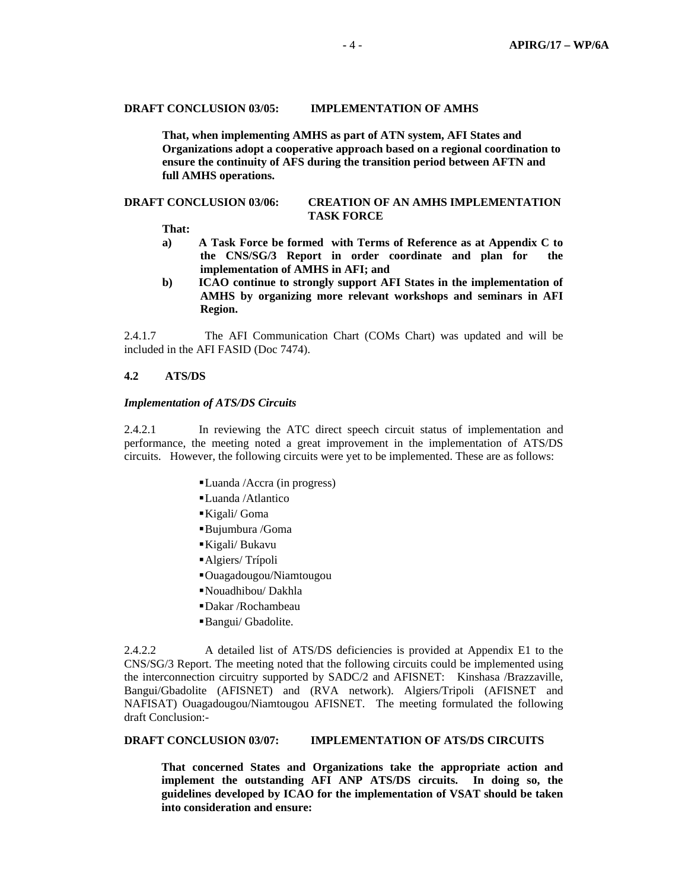**DRAFT CONCLUSION 03/05: IMPLEMENTATION OF AMHS**

**That, when implementing AMHS as part of ATN system, AFI States and Organizations adopt a cooperative approach based on a regional coordination to ensure the continuity of AFS during the transition period between AFTN and full AMHS operations.**

**DRAFT CONCLUSION 03/06: CREATION OF AN AMHS IMPLEMENTATION TASK FORCE**

**That:**

**a) A Task Force be formed with Terms of Reference as at Appendix C to the CNS/SG/3 Report in order coordinate and plan for the implementation of AMHS in AFI; and**

**b) ICAO continue to strongly support AFI States in the implementation of AMHS by organizing more relevant workshops and seminars in AFI Region.**

2.4.1.7 The AFI Communication Chart (COMs Chart) was updated and will be included in the AFI FASID (Doc 7474).

**4.2 ATS/DS**

***Implementation of ATS/DS Circuits***

2.4.2.1 In reviewing the ATC direct speech circuit status of implementation and performance, the meeting noted a great improvement in the implementation of ATS/DS circuits. However, the following circuits were yet to be implemented. These are as follows:

- Luanda /Accra (in progress)
- Luanda /Atlantico
- Kigali/ Goma
- Bujumbura /Goma
- Kigali/ Bukavu
- Algiers/ Trípoli
- Ouagadougou/Niamtougou
- Nouadhibou/ Dakhla
- Dakar /Rochambeau
- Bangui/ Gbadolite.

2.4.2.2 A detailed list of ATS/DS deficiencies is provided at Appendix E1 to the CNS/SG/3 Report. The meeting noted that the following circuits could be implemented using the interconnection circuitry supported by SADC/2 and AFISNET: Kinshasa /Brazzaville, Bangui/Gbadolite (AFISNET) and (RVA network). Algiers/Tripoli (AFISNET and NAFISAT) Ouagadougou/Niamtougou AFISNET. The meeting formulated the following draft Conclusion:-

**DRAFT CONCLUSION 03/07: IMPLEMENTATION OF ATS/DS CIRCUITS**

**That concerned States and Organizations take the appropriate action and implement the outstanding AFI ANP ATS/DS circuits. In doing so, the guidelines developed by ICAO for the implementation of VSAT should be taken into consideration and ensure:**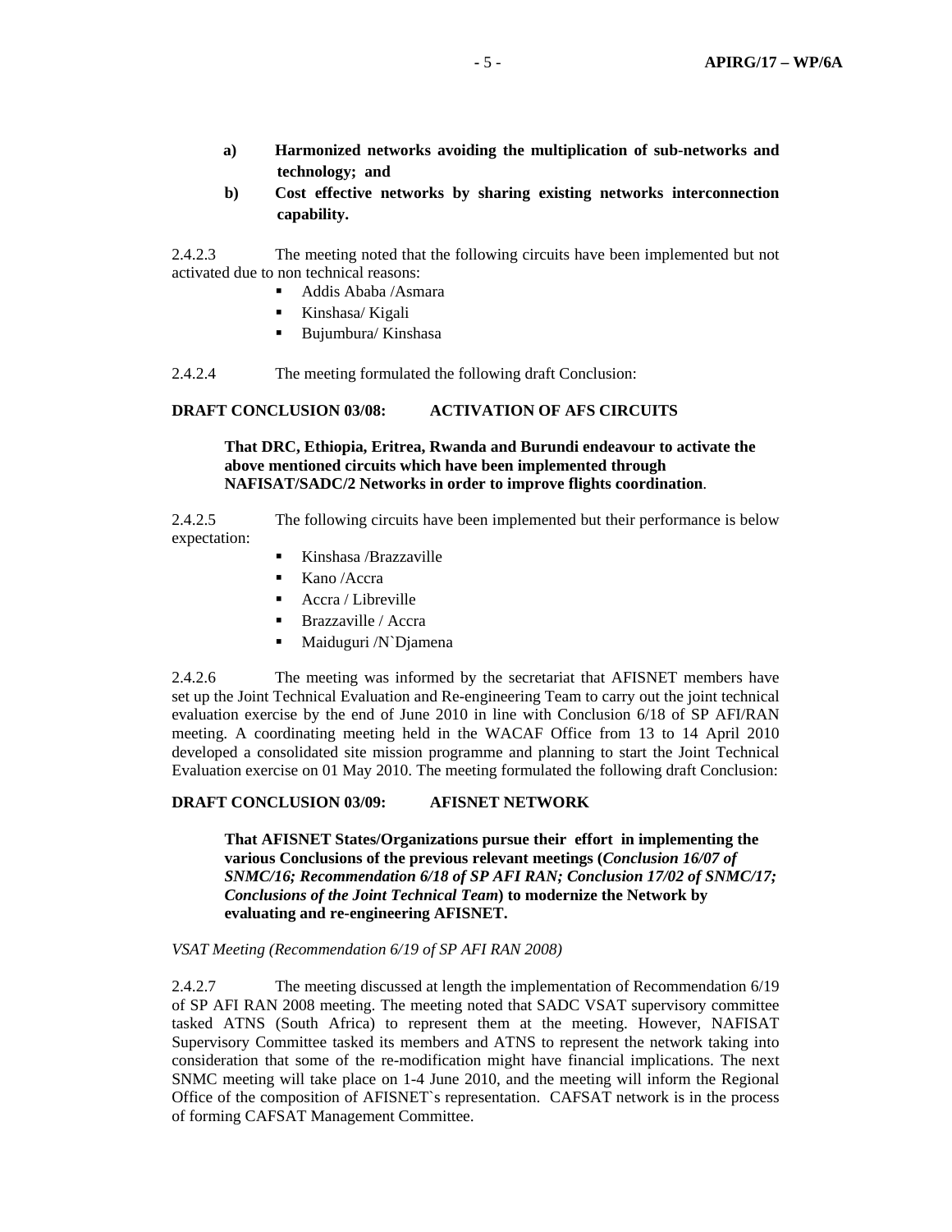**a) Harmonized networks avoiding the multiplication of sub-networks and technology; and**

**b) Cost effective networks by sharing existing networks interconnection capability.**

2.4.2.3 The meeting noted that the following circuits have been implemented but not activated due to non technical reasons:

- Addis Ababa /Asmara
- Kinshasa/ Kigali
- Bujumbura/ Kinshasa

2.4.2.4 The meeting formulated the following draft Conclusion:

**DRAFT CONCLUSION 03/08: ACTIVATION OF AFS CIRCUITS**

**That DRC, Ethiopia, Eritrea, Rwanda and Burundi endeavour to activate the above mentioned circuits which have been implemented through NAFISAT/SADC/2 Networks in order to improve flights coordination**.

2.4.2.5 The following circuits have been implemented but their performance is below expectation:

- Kinshasa /Brazzaville
- Kano /Accra
- Accra / Libreville
- Brazzaville / Accra
- Maiduguri /N`Djamena

2.4.2.6 The meeting was informed by the secretariat that AFISNET members have set up the Joint Technical Evaluation and Re-engineering Team to carry out the joint technical evaluation exercise by the end of June 2010 in line with Conclusion 6/18 of SP AFI/RAN meeting. A coordinating meeting held in the WACAF Office from 13 to 14 April 2010 developed a consolidated site mission programme and planning to start the Joint Technical Evaluation exercise on 01 May 2010. The meeting formulated the following draft Conclusion:

**DRAFT CONCLUSION 03/09: AFISNET NETWORK**

**That AFISNET States/Organizations pursue their effort in implementing the various Conclusions of the previous relevant meetings (*Conclusion 16/07 of SNMC/16; Recommendation 6/18 of SP AFI RAN; Conclusion 17/02 of SNMC/17; Conclusions of the Joint Technical Team*) to modernize the Network by evaluating and re-engineering AFISNET.**

*VSAT Meeting (Recommendation 6/19 of SP AFI RAN 2008)*

2.4.2.7 The meeting discussed at length the implementation of Recommendation 6/19 of SP AFI RAN 2008 meeting. The meeting noted that SADC VSAT supervisory committee tasked ATNS (South Africa) to represent them at the meeting. However, NAFISAT Supervisory Committee tasked its members and ATNS to represent the network taking into consideration that some of the re-modification might have financial implications. The next SNMC meeting will take place on 1-4 June 2010, and the meeting will inform the Regional Office of the composition of AFISNET`s representation. CAFSAT network is in the process of forming CAFSAT Management Committee.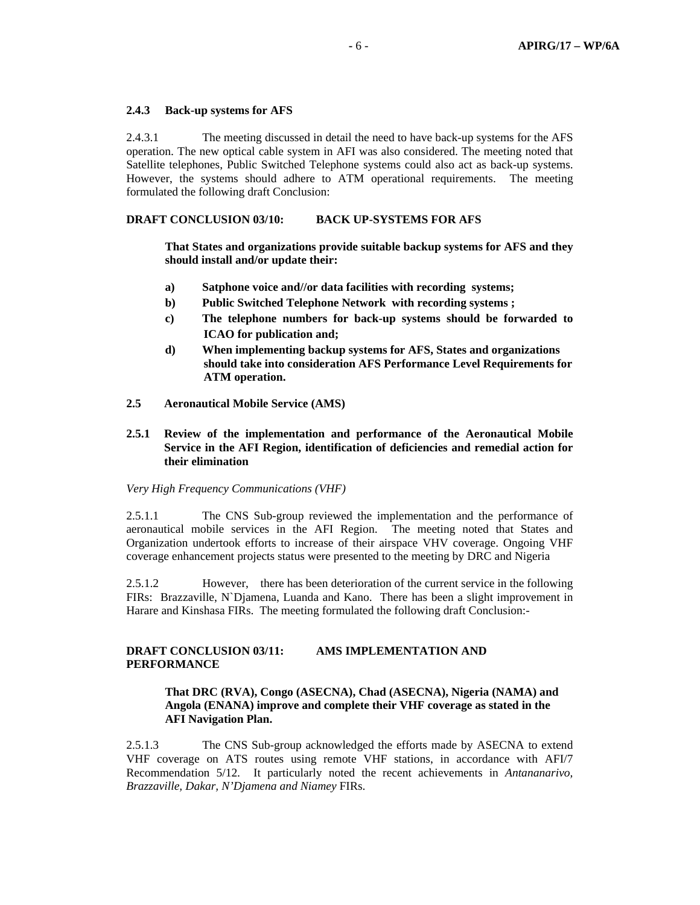### 2.4.3 Back-up systems for AFS

2.4.3.1 The meeting discussed in detail the need to have back-up systems for the AFS operation. The new optical cable system in AFI was also considered. The meeting noted that Satellite telephones, Public Switched Telephone systems could also act as back-up systems. However, the systems should adhere to ATM operational requirements. The meeting formulated the following draft Conclusion:

**DRAFT CONCLUSION 03/10: BACK UP-SYSTEMS FOR AFS**

> **That States and organizations provide suitable backup systems for AFS and they should install and/or update their:**
>
> **a) Satphone voice and//or data facilities with recording systems;**
>
> **b) Public Switched Telephone Network with recording systems ;**
>
> **c) The telephone numbers for back-up systems should be forwarded to ICAO for publication and;**
>
> **d) When implementing backup systems for AFS, States and organizations should take into consideration AFS Performance Level Requirements for ATM operation.**

## 2.5 Aeronautical Mobile Service (AMS)

### 2.5.1 Review of the implementation and performance of the Aeronautical Mobile Service in the AFI Region, identification of deficiencies and remedial action for their elimination

*Very High Frequency Communications (VHF)*

2.5.1.1 The CNS Sub-group reviewed the implementation and the performance of aeronautical mobile services in the AFI Region. The meeting noted that States and Organization undertook efforts to increase of their airspace VHV coverage. Ongoing VHF coverage enhancement projects status were presented to the meeting by DRC and Nigeria

2.5.1.2 However, there has been deterioration of the current service in the following FIRs: Brazzaville, N`Djamena, Luanda and Kano. There has been a slight improvement in Harare and Kinshasa FIRs. The meeting formulated the following draft Conclusion:-

**DRAFT CONCLUSION 03/11: AMS IMPLEMENTATION AND PERFORMANCE**

> **That DRC (RVA), Congo (ASECNA), Chad (ASECNA), Nigeria (NAMA) and Angola (ENANA) improve and complete their VHF coverage as stated in the AFI Navigation Plan.**

2.5.1.3 The CNS Sub-group acknowledged the efforts made by ASECNA to extend VHF coverage on ATS routes using remote VHF stations, in accordance with AFI/7 Recommendation 5/12. It particularly noted the recent achievements in *Antananarivo, Brazzaville, Dakar, N'Djamena and Niamey* FIRs.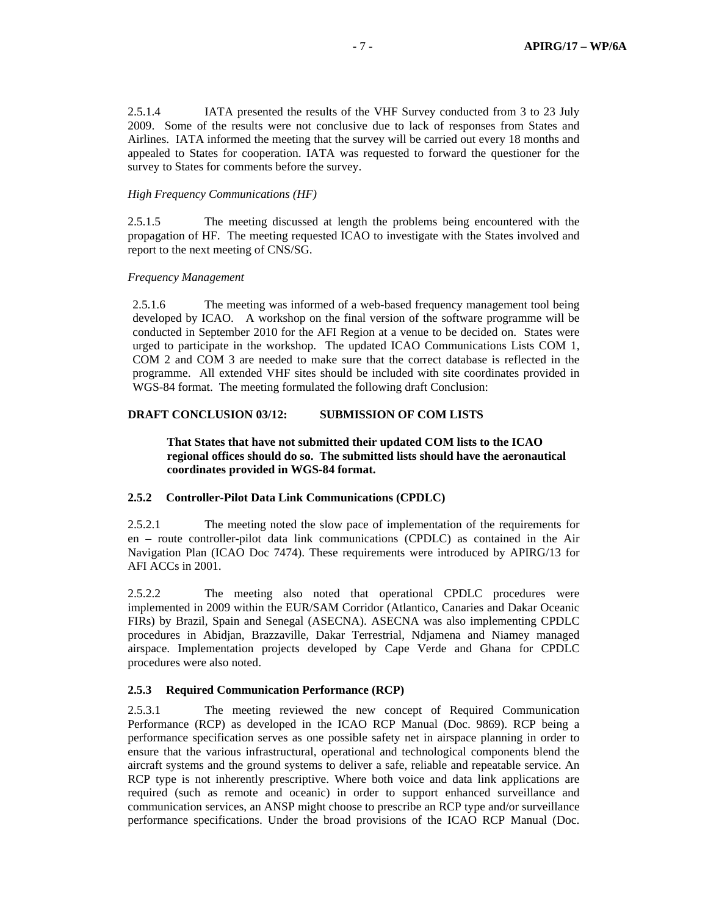2.5.1.4 IATA presented the results of the VHF Survey conducted from 3 to 23 July 2009. Some of the results were not conclusive due to lack of responses from States and Airlines. IATA informed the meeting that the survey will be carried out every 18 months and appealed to States for cooperation. IATA was requested to forward the questioner for the survey to States for comments before the survey.

*High Frequency Communications (HF)*

2.5.1.5 The meeting discussed at length the problems being encountered with the propagation of HF. The meeting requested ICAO to investigate with the States involved and report to the next meeting of CNS/SG.

*Frequency Management*

2.5.1.6 The meeting was informed of a web-based frequency management tool being developed by ICAO. A workshop on the final version of the software programme will be conducted in September 2010 for the AFI Region at a venue to be decided on. States were urged to participate in the workshop. The updated ICAO Communications Lists COM 1, COM 2 and COM 3 are needed to make sure that the correct database is reflected in the programme. All extended VHF sites should be included with site coordinates provided in WGS-84 format. The meeting formulated the following draft Conclusion:

**DRAFT CONCLUSION 03/12: SUBMISSION OF COM LISTS**

> **That States that have not submitted their updated COM lists to the ICAO regional offices should do so. The submitted lists should have the aeronautical coordinates provided in WGS-84 format.**

**2.5.2 Controller-Pilot Data Link Communications (CPDLC)**

2.5.2.1 The meeting noted the slow pace of implementation of the requirements for en – route controller-pilot data link communications (CPDLC) as contained in the Air Navigation Plan (ICAO Doc 7474). These requirements were introduced by APIRG/13 for AFI ACCs in 2001.

2.5.2.2 The meeting also noted that operational CPDLC procedures were implemented in 2009 within the EUR/SAM Corridor (Atlantico, Canaries and Dakar Oceanic FIRs) by Brazil, Spain and Senegal (ASECNA). ASECNA was also implementing CPDLC procedures in Abidjan, Brazzaville, Dakar Terrestrial, Ndjamena and Niamey managed airspace. Implementation projects developed by Cape Verde and Ghana for CPDLC procedures were also noted.

**2.5.3 Required Communication Performance (RCP)**

2.5.3.1 The meeting reviewed the new concept of Required Communication Performance (RCP) as developed in the ICAO RCP Manual (Doc. 9869). RCP being a performance specification serves as one possible safety net in airspace planning in order to ensure that the various infrastructural, operational and technological components blend the aircraft systems and the ground systems to deliver a safe, reliable and repeatable service. An RCP type is not inherently prescriptive. Where both voice and data link applications are required (such as remote and oceanic) in order to support enhanced surveillance and communication services, an ANSP might choose to prescribe an RCP type and/or surveillance performance specifications. Under the broad provisions of the ICAO RCP Manual (Doc.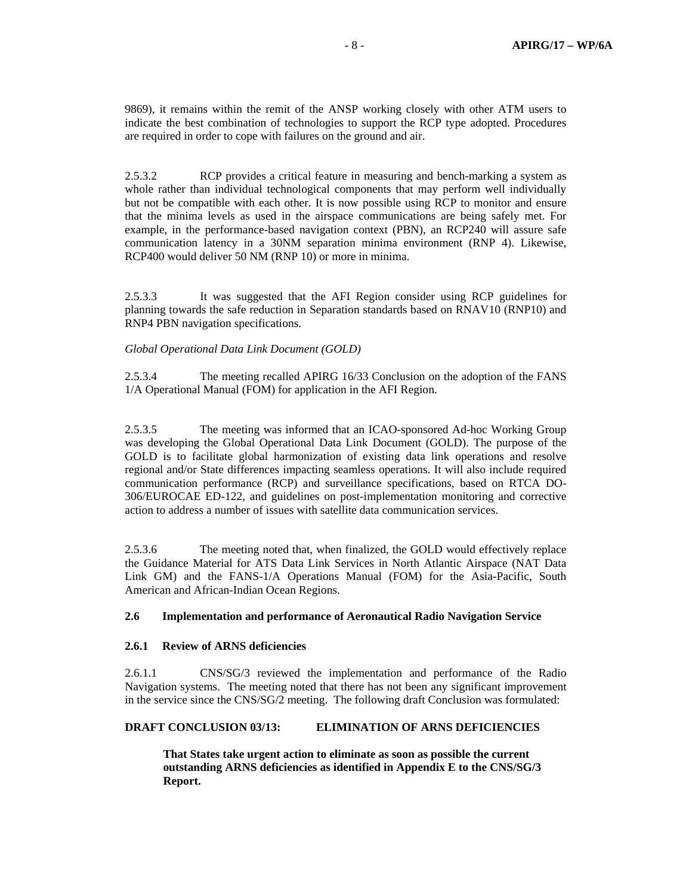9869), it remains within the remit of the ANSP working closely with other ATM users to indicate the best combination of technologies to support the RCP type adopted. Procedures are required in order to cope with failures on the ground and air.

2.5.3.2 RCP provides a critical feature in measuring and bench-marking a system as whole rather than individual technological components that may perform well individually but not be compatible with each other. It is now possible using RCP to monitor and ensure that the minima levels as used in the airspace communications are being safely met. For example, in the performance-based navigation context (PBN), an RCP240 will assure safe communication latency in a 30NM separation minima environment (RNP 4). Likewise, RCP400 would deliver 50 NM (RNP 10) or more in minima.

2.5.3.3 It was suggested that the AFI Region consider using RCP guidelines for planning towards the safe reduction in Separation standards based on RNAV10 (RNP10) and RNP4 PBN navigation specifications.

*Global Operational Data Link Document (GOLD)*

2.5.3.4 The meeting recalled APIRG 16/33 Conclusion on the adoption of the FANS 1/A Operational Manual (FOM) for application in the AFI Region.

2.5.3.5 The meeting was informed that an ICAO-sponsored Ad-hoc Working Group was developing the Global Operational Data Link Document (GOLD). The purpose of the GOLD is to facilitate global harmonization of existing data link operations and resolve regional and/or State differences impacting seamless operations. It will also include required communication performance (RCP) and surveillance specifications, based on RTCA DO-306/EUROCAE ED-122, and guidelines on post-implementation monitoring and corrective action to address a number of issues with satellite data communication services.

2.5.3.6 The meeting noted that, when finalized, the GOLD would effectively replace the Guidance Material for ATS Data Link Services in North Atlantic Airspace (NAT Data Link GM) and the FANS-1/A Operations Manual (FOM) for the Asia-Pacific, South American and African-Indian Ocean Regions.

### 2.6 Implementation and performance of Aeronautical Radio Navigation Service

#### 2.6.1 Review of ARNS deficiencies

2.6.1.1 CNS/SG/3 reviewed the implementation and performance of the Radio Navigation systems. The meeting noted that there has not been any significant improvement in the service since the CNS/SG/2 meeting. The following draft Conclusion was formulated:

**DRAFT CONCLUSION 03/13: ELIMINATION OF ARNS DEFICIENCIES**

> **That States take urgent action to eliminate as soon as possible the current outstanding ARNS deficiencies as identified in Appendix E to the CNS/SG/3 Report.**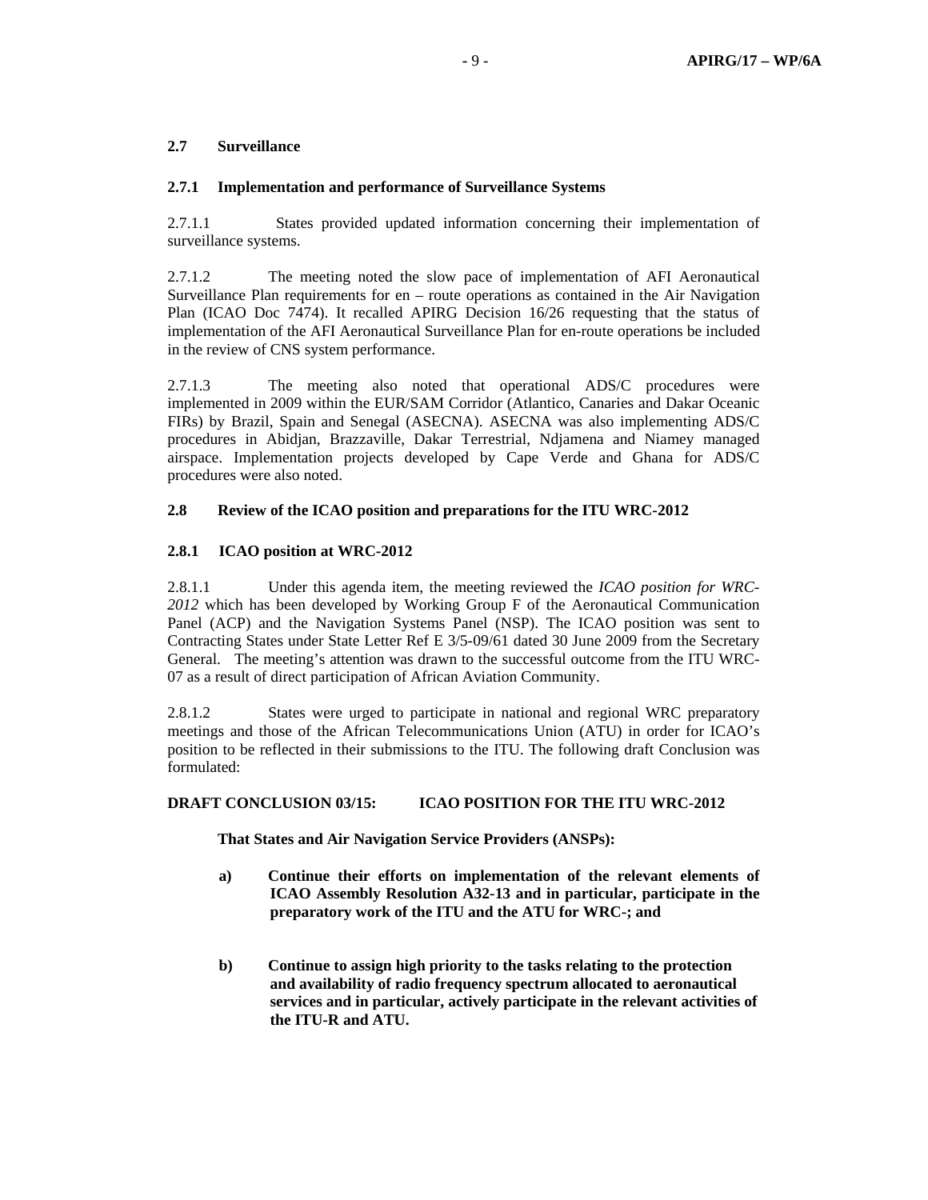**2.7 Surveillance**

**2.7.1 Implementation and performance of Surveillance Systems**

2.7.1.1 States provided updated information concerning their implementation of surveillance systems.

2.7.1.2 The meeting noted the slow pace of implementation of AFI Aeronautical Surveillance Plan requirements for en – route operations as contained in the Air Navigation Plan (ICAO Doc 7474). It recalled APIRG Decision 16/26 requesting that the status of implementation of the AFI Aeronautical Surveillance Plan for en-route operations be included in the review of CNS system performance.

2.7.1.3 The meeting also noted that operational ADS/C procedures were implemented in 2009 within the EUR/SAM Corridor (Atlantico, Canaries and Dakar Oceanic FIRs) by Brazil, Spain and Senegal (ASECNA). ASECNA was also implementing ADS/C procedures in Abidjan, Brazzaville, Dakar Terrestrial, Ndjamena and Niamey managed airspace. Implementation projects developed by Cape Verde and Ghana for ADS/C procedures were also noted.

**2.8 Review of the ICAO position and preparations for the ITU WRC-2012**

**2.8.1 ICAO position at WRC-2012**

2.8.1.1 Under this agenda item, the meeting reviewed the *ICAO position for WRC-2012* which has been developed by Working Group F of the Aeronautical Communication Panel (ACP) and the Navigation Systems Panel (NSP). The ICAO position was sent to Contracting States under State Letter Ref E 3/5-09/61 dated 30 June 2009 from the Secretary General. The meeting's attention was drawn to the successful outcome from the ITU WRC-07 as a result of direct participation of African Aviation Community.

2.8.1.2 States were urged to participate in national and regional WRC preparatory meetings and those of the African Telecommunications Union (ATU) in order for ICAO's position to be reflected in their submissions to the ITU. The following draft Conclusion was formulated:

**DRAFT CONCLUSION 03/15: ICAO POSITION FOR THE ITU WRC-2012**

**That States and Air Navigation Service Providers (ANSPs):**

**a) Continue their efforts on implementation of the relevant elements of ICAO Assembly Resolution A32-13 and in particular, participate in the preparatory work of the ITU and the ATU for WRC-; and**

**b) Continue to assign high priority to the tasks relating to the protection and availability of radio frequency spectrum allocated to aeronautical services and in particular, actively participate in the relevant activities of the ITU-R and ATU.**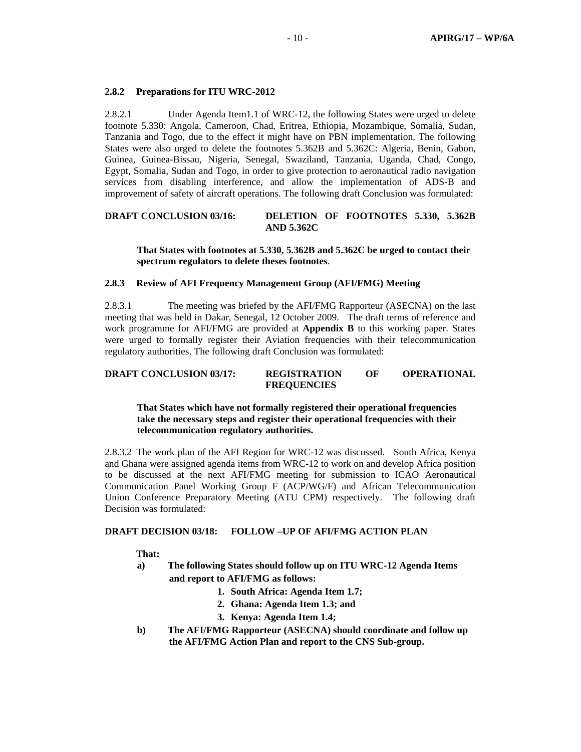### 2.8.2 Preparations for ITU WRC-2012

2.8.2.1 Under Agenda Item1.1 of WRC-12, the following States were urged to delete footnote 5.330: Angola, Cameroon, Chad, Eritrea, Ethiopia, Mozambique, Somalia, Sudan, Tanzania and Togo, due to the effect it might have on PBN implementation. The following States were also urged to delete the footnotes 5.362B and 5.362C: Algeria, Benin, Gabon, Guinea, Guinea-Bissau, Nigeria, Senegal, Swaziland, Tanzania, Uganda, Chad, Congo, Egypt, Somalia, Sudan and Togo, in order to give protection to aeronautical radio navigation services from disabling interference, and allow the implementation of ADS-B and improvement of safety of aircraft operations. The following draft Conclusion was formulated:

**DRAFT CONCLUSION 03/16: DELETION OF FOOTNOTES 5.330, 5.362B AND 5.362C**

> **That States with footnotes at 5.330, 5.362B and 5.362C be urged to contact their spectrum regulators to delete theses footnotes**.

### 2.8.3 Review of AFI Frequency Management Group (AFI/FMG) Meeting

2.8.3.1 The meeting was briefed by the AFI/FMG Rapporteur (ASECNA) on the last meeting that was held in Dakar, Senegal, 12 October 2009. The draft terms of reference and work programme for AFI/FMG are provided at **Appendix B** to this working paper. States were urged to formally register their Aviation frequencies with their telecommunication regulatory authorities. The following draft Conclusion was formulated:

**DRAFT CONCLUSION 03/17: REGISTRATION OF OPERATIONAL FREQUENCIES**

> **That States which have not formally registered their operational frequencies take the necessary steps and register their operational frequencies with their telecommunication regulatory authorities.**

2.8.3.2 The work plan of the AFI Region for WRC-12 was discussed. South Africa, Kenya and Ghana were assigned agenda items from WRC-12 to work on and develop Africa position to be discussed at the next AFI/FMG meeting for submission to ICAO Aeronautical Communication Panel Working Group F (ACP/WG/F) and African Telecommunication Union Conference Preparatory Meeting (ATU CPM) respectively. The following draft Decision was formulated:

**DRAFT DECISION 03/18: FOLLOW –UP OF AFI/FMG ACTION PLAN**

**That:**

**a) The following States should follow up on ITU WRC-12 Agenda Items and report to AFI/FMG as follows:**

1. **South Africa: Agenda Item 1.7;**
2. **Ghana: Agenda Item 1.3; and**
3. **Kenya: Agenda Item 1.4;**

**b) The AFI/FMG Rapporteur (ASECNA) should coordinate and follow up the AFI/FMG Action Plan and report to the CNS Sub-group.**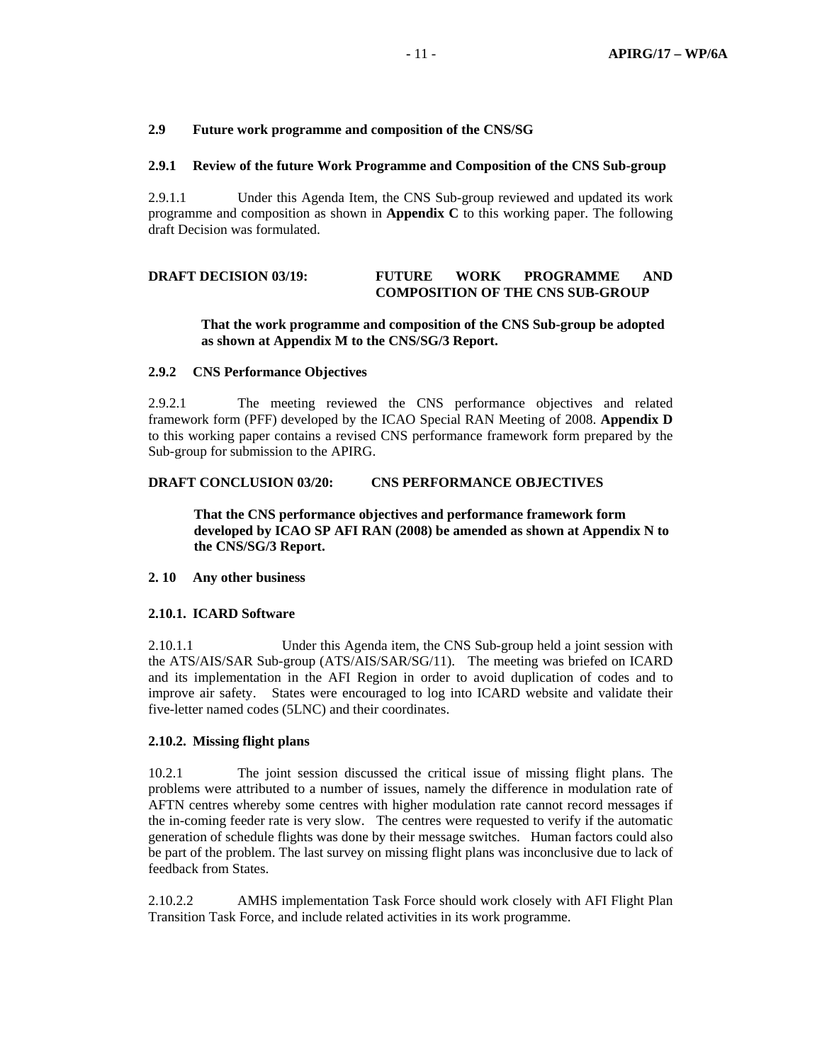## 2.9 Future work programme and composition of the CNS/SG

### 2.9.1 Review of the future Work Programme and Composition of the CNS Sub-group

2.9.1.1 Under this Agenda Item, the CNS Sub-group reviewed and updated its work programme and composition as shown in **Appendix C** to this working paper. The following draft Decision was formulated.

**DRAFT DECISION 03/19: FUTURE WORK PROGRAMME AND COMPOSITION OF THE CNS SUB-GROUP**

> **That the work programme and composition of the CNS Sub-group be adopted as shown at Appendix M to the CNS/SG/3 Report.**

### 2.9.2 CNS Performance Objectives

2.9.2.1 The meeting reviewed the CNS performance objectives and related framework form (PFF) developed by the ICAO Special RAN Meeting of 2008. **Appendix D** to this working paper contains a revised CNS performance framework form prepared by the Sub-group for submission to the APIRG.

**DRAFT CONCLUSION 03/20: CNS PERFORMANCE OBJECTIVES**

> **That the CNS performance objectives and performance framework form developed by ICAO SP AFI RAN (2008) be amended as shown at Appendix N to the CNS/SG/3 Report.**

## 2. 10 Any other business

### 2.10.1. ICARD Software

2.10.1.1 Under this Agenda item, the CNS Sub-group held a joint session with the ATS/AIS/SAR Sub-group (ATS/AIS/SAR/SG/11). The meeting was briefed on ICARD and its implementation in the AFI Region in order to avoid duplication of codes and to improve air safety. States were encouraged to log into ICARD website and validate their five-letter named codes (5LNC) and their coordinates.

### 2.10.2. Missing flight plans

10.2.1 The joint session discussed the critical issue of missing flight plans. The problems were attributed to a number of issues, namely the difference in modulation rate of AFTN centres whereby some centres with higher modulation rate cannot record messages if the in-coming feeder rate is very slow. The centres were requested to verify if the automatic generation of schedule flights was done by their message switches. Human factors could also be part of the problem. The last survey on missing flight plans was inconclusive due to lack of feedback from States.

2.10.2.2 AMHS implementation Task Force should work closely with AFI Flight Plan Transition Task Force, and include related activities in its work programme.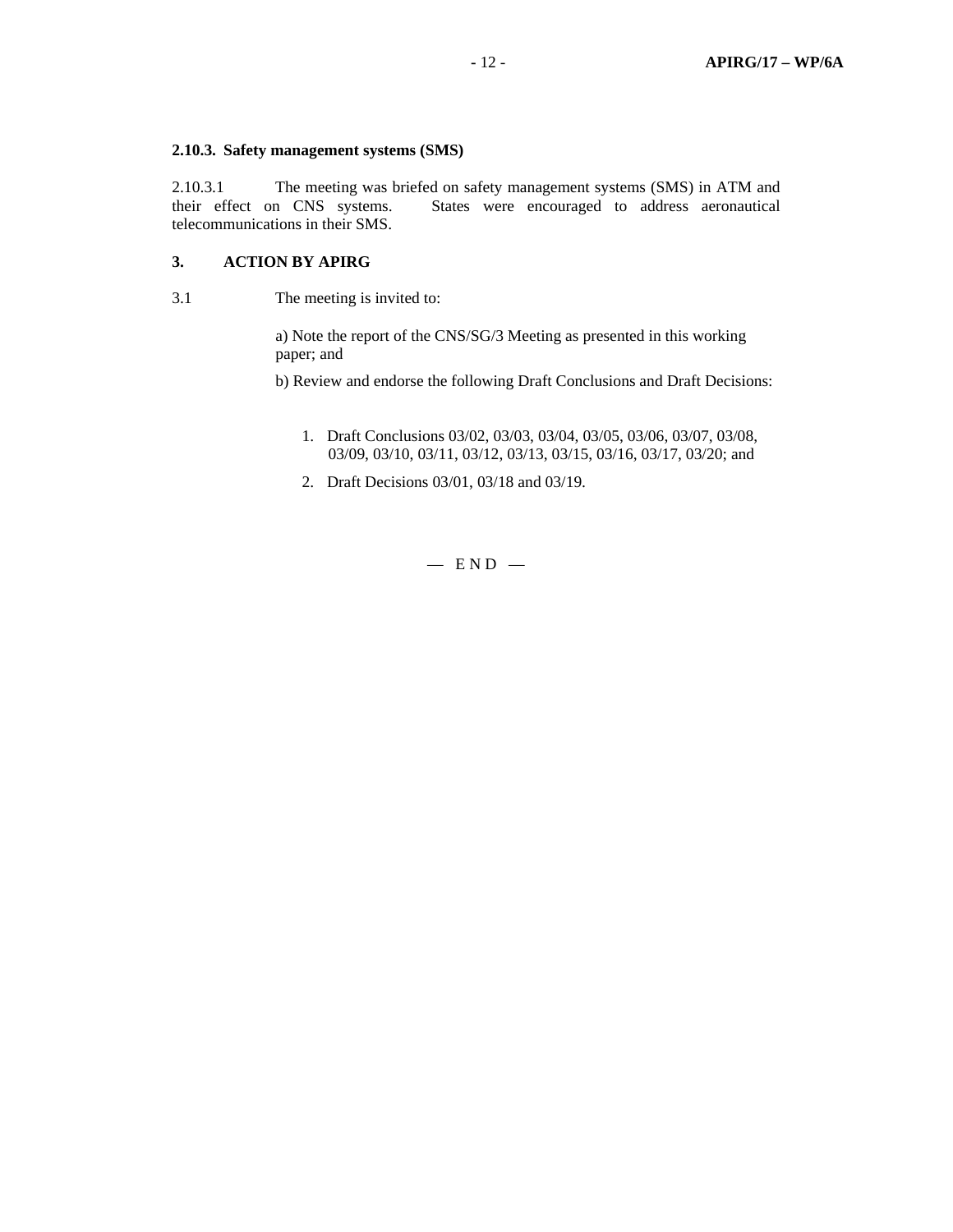### 2.10.3. Safety management systems (SMS)

2.10.3.1 The meeting was briefed on safety management systems (SMS) in ATM and their effect on CNS systems. States were encouraged to address aeronautical telecommunications in their SMS.

### 3. ACTION BY APIRG

3.1 The meeting is invited to:

a) Note the report of the CNS/SG/3 Meeting as presented in this working paper; and

b) Review and endorse the following Draft Conclusions and Draft Decisions:

1. Draft Conclusions 03/02, 03/03, 03/04, 03/05, 03/06, 03/07, 03/08, 03/09, 03/10, 03/11, 03/12, 03/13, 03/15, 03/16, 03/17, 03/20; and
2. Draft Decisions 03/01, 03/18 and 03/19.

— E N D —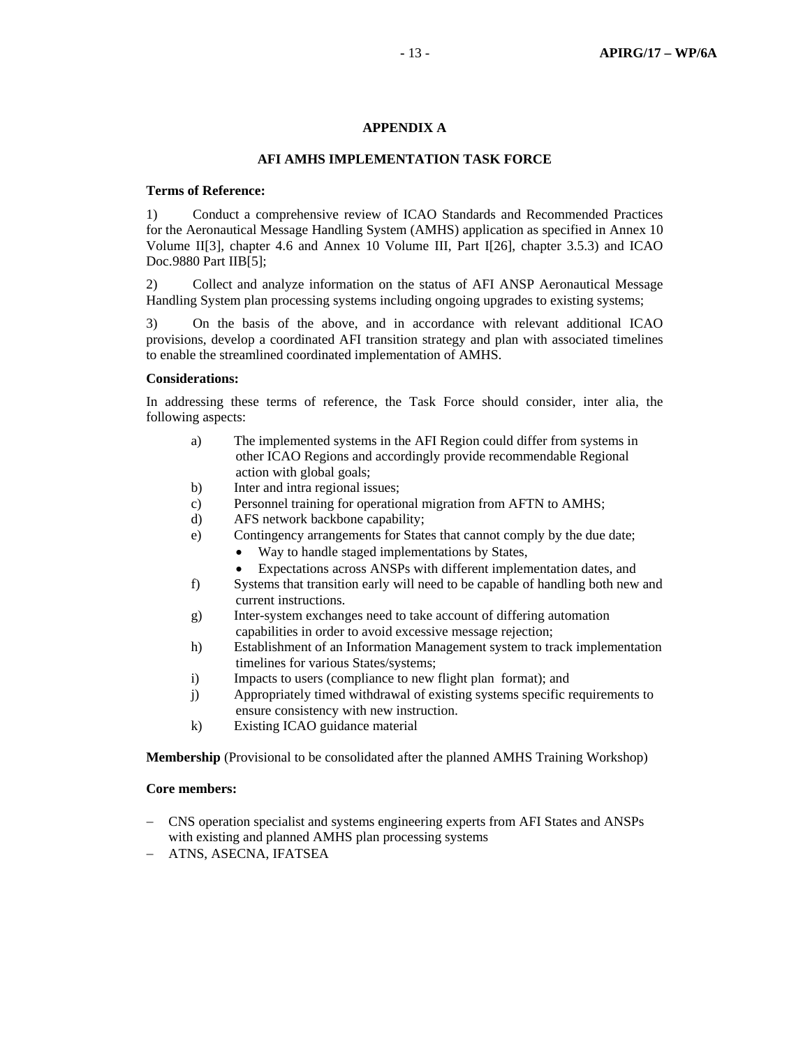## APPENDIX A

### AFI AMHS IMPLEMENTATION TASK FORCE

**Terms of Reference:**

1) Conduct a comprehensive review of ICAO Standards and Recommended Practices for the Aeronautical Message Handling System (AMHS) application as specified in Annex 10 Volume II[3], chapter 4.6 and Annex 10 Volume III, Part I[26], chapter 3.5.3) and ICAO Doc.9880 Part IIB[5];

2) Collect and analyze information on the status of AFI ANSP Aeronautical Message Handling System plan processing systems including ongoing upgrades to existing systems;

3) On the basis of the above, and in accordance with relevant additional ICAO provisions, develop a coordinated AFI transition strategy and plan with associated timelines to enable the streamlined coordinated implementation of AMHS.

**Considerations:**

In addressing these terms of reference, the Task Force should consider, inter alia, the following aspects:

a) The implemented systems in the AFI Region could differ from systems in other ICAO Regions and accordingly provide recommendable Regional action with global goals;
b) Inter and intra regional issues;
c) Personnel training for operational migration from AFTN to AMHS;
d) AFS network backbone capability;
e) Contingency arrangements for States that cannot comply by the due date;
   - Way to handle staged implementations by States,
   - Expectations across ANSPs with different implementation dates, and
f) Systems that transition early will need to be capable of handling both new and current instructions.
g) Inter-system exchanges need to take account of differing automation capabilities in order to avoid excessive message rejection;
h) Establishment of an Information Management system to track implementation timelines for various States/systems;
i) Impacts to users (compliance to new flight plan format); and
j) Appropriately timed withdrawal of existing systems specific requirements to ensure consistency with new instruction.
k) Existing ICAO guidance material

**Membership** (Provisional to be consolidated after the planned AMHS Training Workshop)

**Core members:**

- CNS operation specialist and systems engineering experts from AFI States and ANSPs with existing and planned AMHS plan processing systems
- ATNS, ASECNA, IFATSEA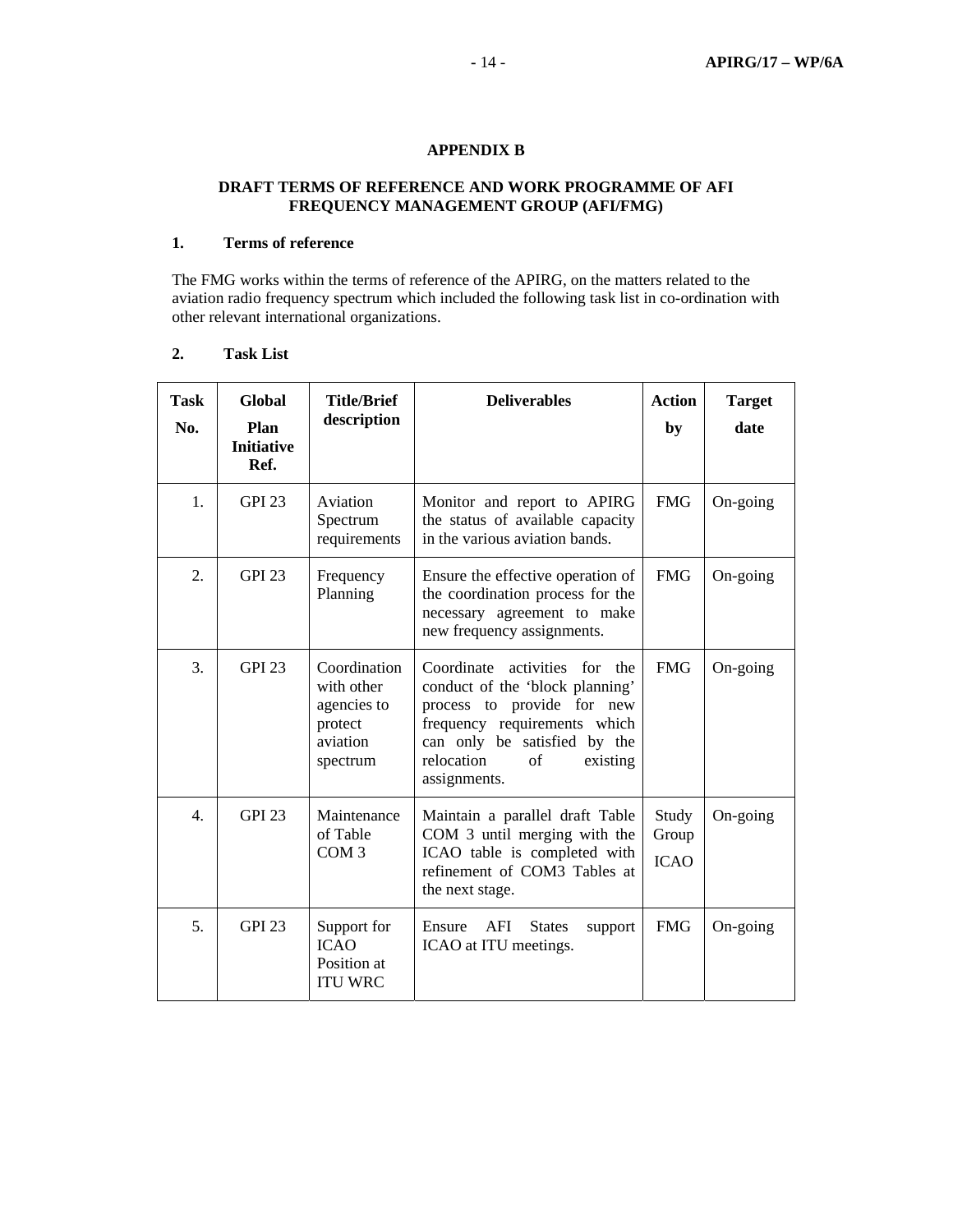## APPENDIX B

## DRAFT TERMS OF REFERENCE AND WORK PROGRAMME OF AFI FREQUENCY MANAGEMENT GROUP (AFI/FMG)

### 1. Terms of reference

The FMG works within the terms of reference of the APIRG, on the matters related to the aviation radio frequency spectrum which included the following task list in co-ordination with other relevant international organizations.

### 2. Task List

| Task No. | Global Plan Initiative Ref. | Title/Brief description | Deliverables | Action by | Target date |
|---|---|---|---|---|---|
| 1. | GPI 23 | Aviation Spectrum requirements | Monitor and report to APIRG the status of available capacity in the various aviation bands. | FMG | On-going |
| 2. | GPI 23 | Frequency Planning | Ensure the effective operation of the coordination process for the necessary agreement to make new frequency assignments. | FMG | On-going |
| 3. | GPI 23 | Coordination with other agencies to protect aviation spectrum | Coordinate activities for the conduct of the 'block planning' process to provide for new frequency requirements which can only be satisfied by the relocation of existing assignments. | FMG | On-going |
| 4. | GPI 23 | Maintenance of Table COM 3 | Maintain a parallel draft Table COM 3 until merging with the ICAO table is completed with refinement of COM3 Tables at the next stage. | Study Group ICAO | On-going |
| 5. | GPI 23 | Support for ICAO Position at ITU WRC | Ensure AFI States support ICAO at ITU meetings. | FMG | On-going |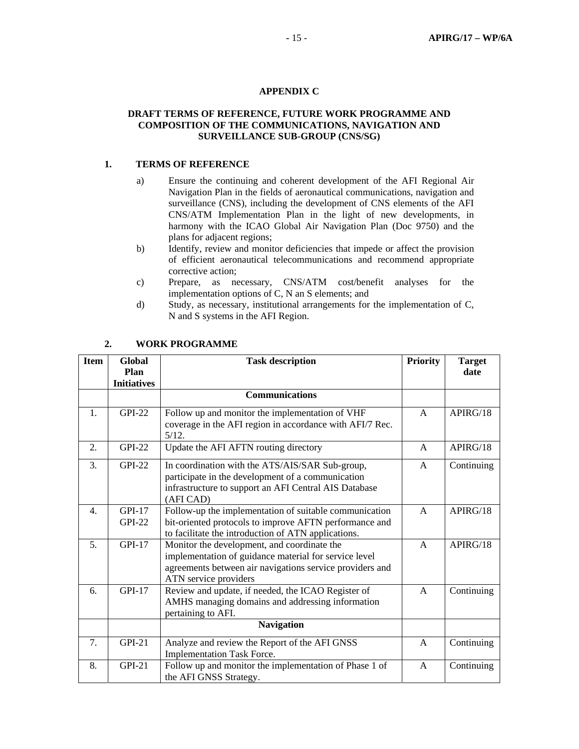## APPENDIX C

### DRAFT TERMS OF REFERENCE, FUTURE WORK PROGRAMME AND COMPOSITION OF THE COMMUNICATIONS, NAVIGATION AND SURVEILLANCE SUB-GROUP (CNS/SG)

### 1. TERMS OF REFERENCE

a) Ensure the continuing and coherent development of the AFI Regional Air Navigation Plan in the fields of aeronautical communications, navigation and surveillance (CNS), including the development of CNS elements of the AFI CNS/ATM Implementation Plan in the light of new developments, in harmony with the ICAO Global Air Navigation Plan (Doc 9750) and the plans for adjacent regions;

b) Identify, review and monitor deficiencies that impede or affect the provision of efficient aeronautical telecommunications and recommend appropriate corrective action;

c) Prepare, as necessary, CNS/ATM cost/benefit analyses for the implementation options of C, N an S elements; and

d) Study, as necessary, institutional arrangements for the implementation of C, N and S systems in the AFI Region.

### 2. WORK PROGRAMME

| Item | Global Plan Initiatives | Task description | Priority | Target date |
|---|---|---|---|---|
| | | **Communications** | | |
| 1. | GPI-22 | Follow up and monitor the implementation of VHF coverage in the AFI region in accordance with AFI/7 Rec. 5/12. | A | APIRG/18 |
| 2. | GPI-22 | Update the AFI AFTN routing directory | A | APIRG/18 |
| 3. | GPI-22 | In coordination with the ATS/AIS/SAR Sub-group, participate in the development of a communication infrastructure to support an AFI Central AIS Database (AFI CAD) | A | Continuing |
| 4. | GPI-17<br>GPI-22 | Follow-up the implementation of suitable communication bit-oriented protocols to improve AFTN performance and to facilitate the introduction of ATN applications. | A | APIRG/18 |
| 5. | GPI-17 | Monitor the development, and coordinate the implementation of guidance material for service level agreements between air navigations service providers and ATN service providers | A | APIRG/18 |
| 6. | GPI-17 | Review and update, if needed, the ICAO Register of AMHS managing domains and addressing information pertaining to AFI. | A | Continuing |
| | | **Navigation** | | |
| 7. | GPI-21 | Analyze and review the Report of the AFI GNSS Implementation Task Force. | A | Continuing |
| 8. | GPI-21 | Follow up and monitor the implementation of Phase 1 of the AFI GNSS Strategy. | A | Continuing |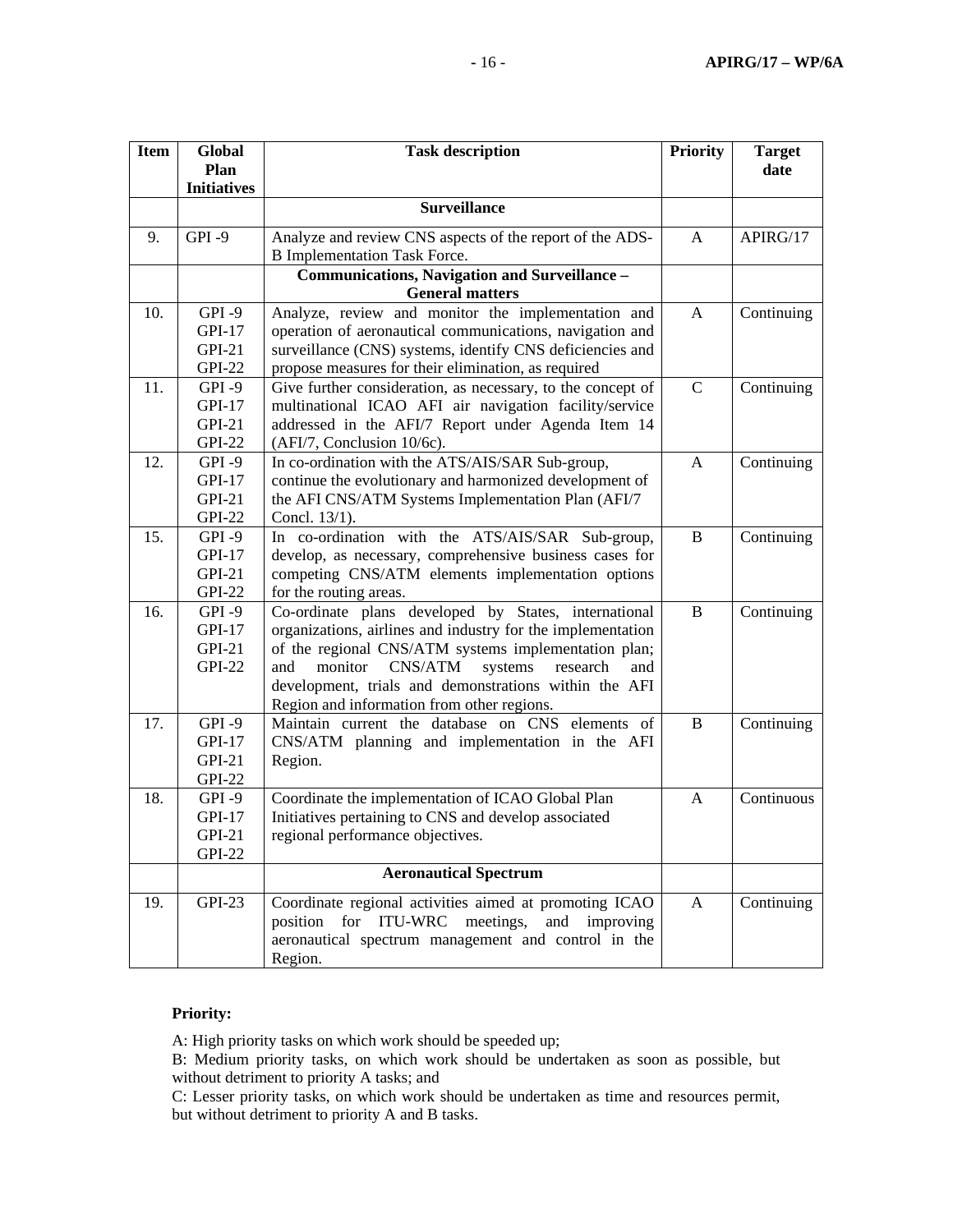| Item | Global Plan Initiatives | Task description | Priority | Target date |
|---|---|---|---|---|
| | | **Surveillance** | | |
| 9. | GPI -9 | Analyze and review CNS aspects of the report of the ADS-B Implementation Task Force. | A | APIRG/17 |
| | | **Communications, Navigation and Surveillance – General matters** | | |
| 10. | GPI -9<br>GPI-17<br>GPI-21<br>GPI-22 | Analyze, review and monitor the implementation and operation of aeronautical communications, navigation and surveillance (CNS) systems, identify CNS deficiencies and propose measures for their elimination, as required | A | Continuing |
| 11. | GPI -9<br>GPI-17<br>GPI-21<br>GPI-22 | Give further consideration, as necessary, to the concept of multinational ICAO AFI air navigation facility/service addressed in the AFI/7 Report under Agenda Item 14 (AFI/7, Conclusion 10/6c). | C | Continuing |
| 12. | GPI -9<br>GPI-17<br>GPI-21<br>GPI-22 | In co-ordination with the ATS/AIS/SAR Sub-group, continue the evolutionary and harmonized development of the AFI CNS/ATM Systems Implementation Plan (AFI/7 Concl. 13/1). | A | Continuing |
| 15. | GPI -9<br>GPI-17<br>GPI-21<br>GPI-22 | In co-ordination with the ATS/AIS/SAR Sub-group, develop, as necessary, comprehensive business cases for competing CNS/ATM elements implementation options for the routing areas. | B | Continuing |
| 16. | GPI -9<br>GPI-17<br>GPI-21<br>GPI-22 | Co-ordinate plans developed by States, international organizations, airlines and industry for the implementation of the regional CNS/ATM systems implementation plan; and monitor CNS/ATM systems research and development, trials and demonstrations within the AFI Region and information from other regions. | B | Continuing |
| 17. | GPI -9<br>GPI-17<br>GPI-21<br>GPI-22 | Maintain current the database on CNS elements of CNS/ATM planning and implementation in the AFI Region. | B | Continuing |
| 18. | GPI -9<br>GPI-17<br>GPI-21<br>GPI-22 | Coordinate the implementation of ICAO Global Plan Initiatives pertaining to CNS and develop associated regional performance objectives. | A | Continuous |
| | | **Aeronautical Spectrum** | | |
| 19. | GPI-23 | Coordinate regional activities aimed at promoting ICAO position for ITU-WRC meetings, and improving aeronautical spectrum management and control in the Region. | A | Continuing |

**Priority:**

A: High priority tasks on which work should be speeded up;

B: Medium priority tasks, on which work should be undertaken as soon as possible, but without detriment to priority A tasks; and

C: Lesser priority tasks, on which work should be undertaken as time and resources permit, but without detriment to priority A and B tasks.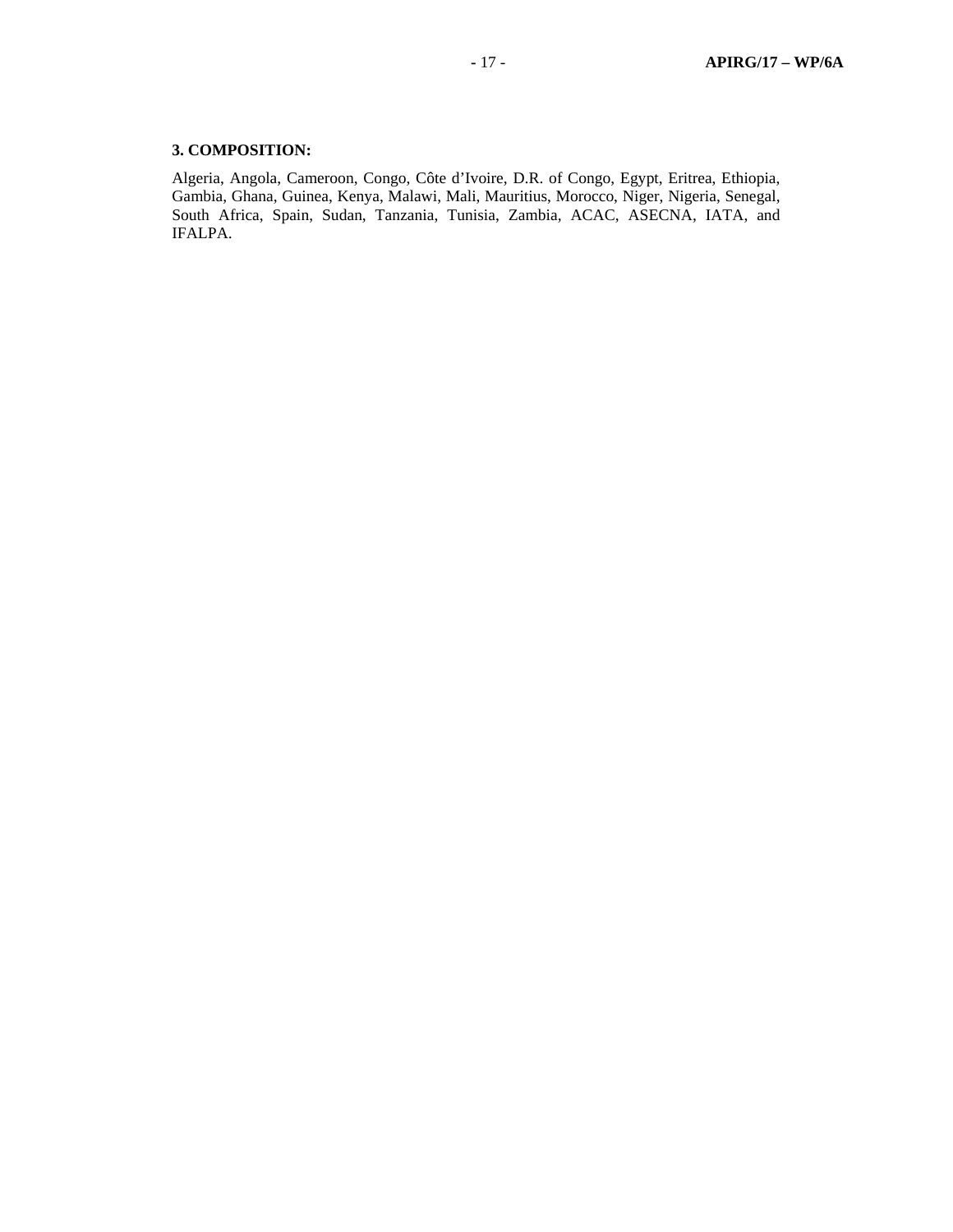**3. COMPOSITION:**

Algeria, Angola, Cameroon, Congo, Côte d'Ivoire, D.R. of Congo, Egypt, Eritrea, Ethiopia, Gambia, Ghana, Guinea, Kenya, Malawi, Mali, Mauritius, Morocco, Niger, Nigeria, Senegal, South Africa, Spain, Sudan, Tanzania, Tunisia, Zambia, ACAC, ASECNA, IATA, and IFALPA.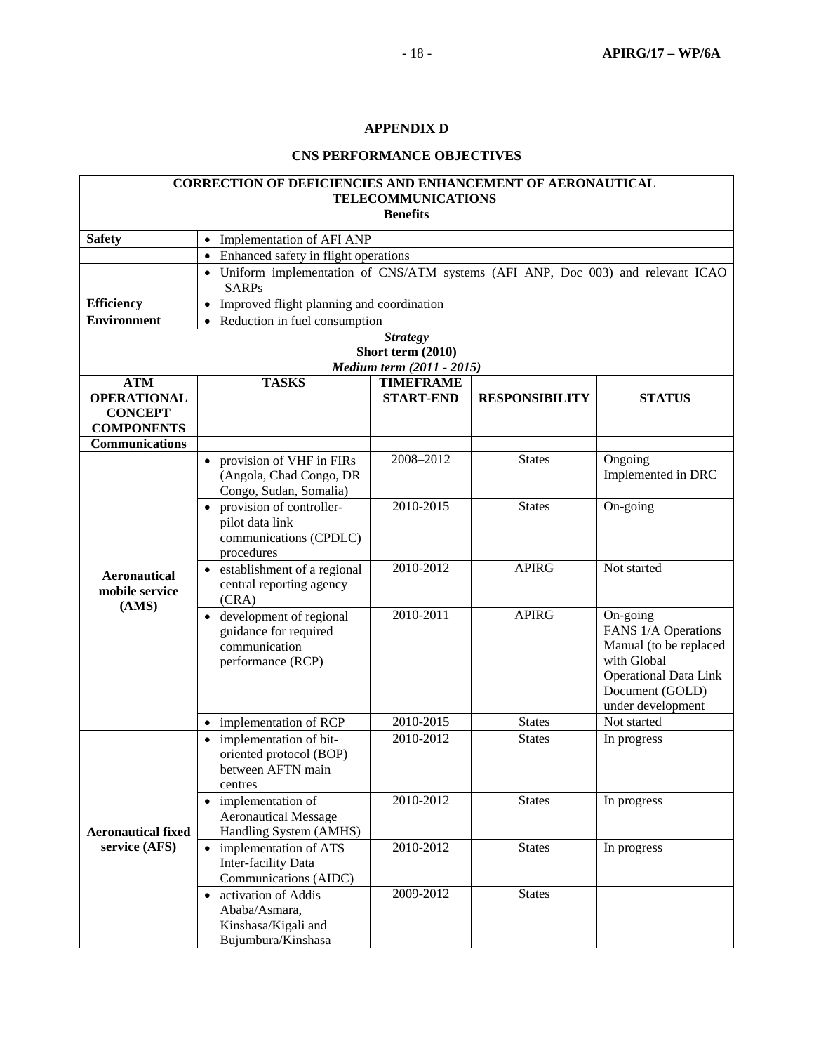## APPENDIX D

## CNS PERFORMANCE OBJECTIVES

| **CORRECTION OF DEFICIENCIES AND ENHANCEMENT OF AERONAUTICAL TELECOMMUNICATIONS** | | | | |
|---|---|---|---|---|
| **Benefits** | | | | |
| **Safety** | • Implementation of AFI ANP | | | |
| | • Enhanced safety in flight operations | | | |
| | • Uniform implementation of CNS/ATM systems (AFI ANP, Doc 003) and relevant ICAO SARPs | | | |
| **Efficiency** | • Improved flight planning and coordination | | | |
| **Environment** | • Reduction in fuel consumption | | | |
| ***Strategy*** **Short term (2010)** ***Medium term (2011 - 2015)*** | | | | |
| **ATM OPERATIONAL CONCEPT COMPONENTS** | **TASKS** | **TIMEFRAME START-END** | **RESPONSIBILITY** | **STATUS** |
| **Communications** | | | | |
| **Aeronautical mobile service (AMS)** | • provision of VHF in FIRs (Angola, Chad Congo, DR Congo, Sudan, Somalia) | 2008–2012 | States | Ongoing Implemented in DRC |
| | • provision of controller-pilot data link communications (CPDLC) procedures | 2010-2015 | States | On-going |
| | • establishment of a regional central reporting agency (CRA) | 2010-2012 | APIRG | Not started |
| | • development of regional guidance for required communication performance (RCP) | 2010-2011 | APIRG | On-going FANS 1/A Operations Manual (to be replaced with Global Operational Data Link Document (GOLD) under development |
| | • implementation of RCP | 2010-2015 | States | Not started |
| **Aeronautical fixed service (AFS)** | • implementation of bit-oriented protocol (BOP) between AFTN main centres | 2010-2012 | States | In progress |
| | • implementation of Aeronautical Message Handling System (AMHS) | 2010-2012 | States | In progress |
| | • implementation of ATS Inter-facility Data Communications (AIDC) | 2010-2012 | States | In progress |
| | • activation of Addis Ababa/Asmara, Kinshasa/Kigali and Bujumbura/Kinshasa | 2009-2012 | States | |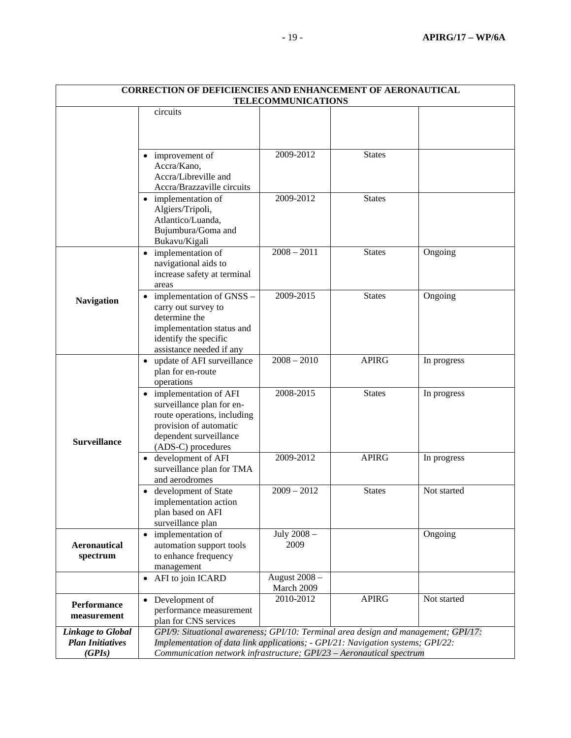| CORRECTION OF DEFICIENCIES AND ENHANCEMENT OF AERONAUTICAL TELECOMMUNICATIONS | | | | |
|---|---|---|---|---|
| | circuits | | | |
| | • improvement of Accra/Kano, Accra/Libreville and Accra/Brazzaville circuits | 2009-2012 | States | |
| | • implementation of Algiers/Tripoli, Atlantico/Luanda, Bujumbura/Goma and Bukavu/Kigali | 2009-2012 | States | |
| **Navigation** | • implementation of navigational aids to increase safety at terminal areas | 2008 – 2011 | States | Ongoing |
| | • implementation of GNSS – carry out survey to determine the implementation status and identify the specific assistance needed if any | 2009-2015 | States | Ongoing |
| **Surveillance** | • update of AFI surveillance plan for en-route operations | 2008 – 2010 | APIRG | In progress |
| | • implementation of AFI surveillance plan for en-route operations, including provision of automatic dependent surveillance (ADS-C) procedures | 2008-2015 | States | In progress |
| | • development of AFI surveillance plan for TMA and aerodromes | 2009-2012 | APIRG | In progress |
| | • development of State implementation action plan based on AFI surveillance plan | 2009 – 2012 | States | Not started |
| **Aeronautical spectrum** | • implementation of automation support tools to enhance frequency management | July 2008 – 2009 | | Ongoing |
| | • AFI to join ICARD | August 2008 – March 2009 | | |
| **Performance measurement** | • Development of performance measurement plan for CNS services | 2010-2012 | APIRG | Not started |
| ***Linkage to Global Plan Initiatives (GPIs)*** | *GPI/9: Situational awareness; GPI/10: Terminal area design and management; GPI/17: Implementation of data link applications; - GPI/21: Navigation systems; GPI/22: Communication network infrastructure; GPI/23 – Aeronautical spectrum* | | | |